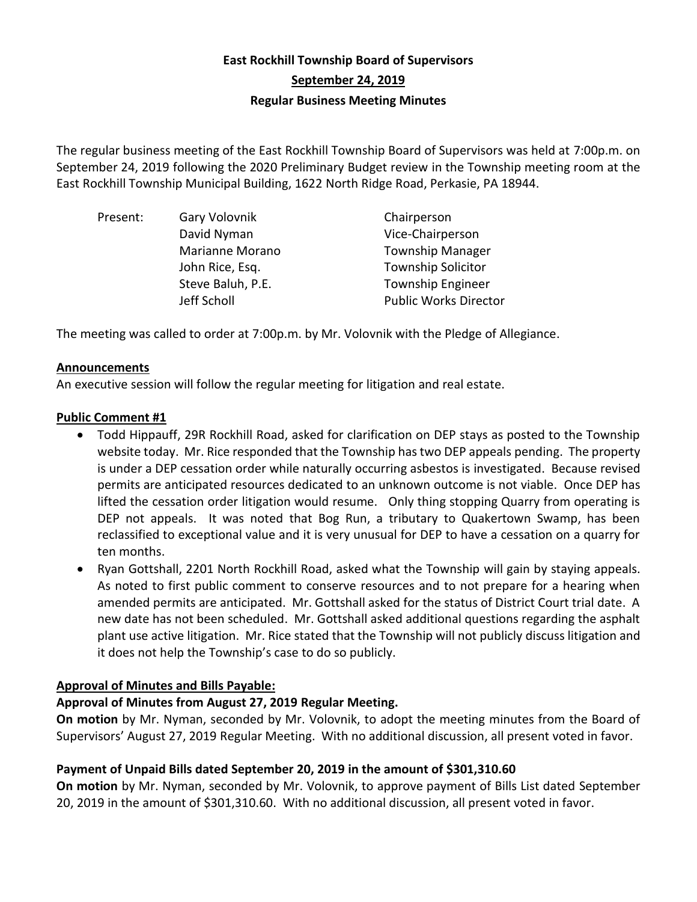# East Rockhill Township Board of Supervisors

## September 24, 2019

## Regular Business Meeting Minutes

The regular business meeting of the East Rockhill Township Board of Supervisors was held at 7:00p.m. on September 24, 2019 following the 2020 Preliminary Budget review in the Township meeting room at the East Rockhill Township Municipal Building, 1622 North Ridge Road, Perkasie, PA 18944.

| | | |
|---|---|---|
| Present: | Gary Volovnik | Chairperson |
| | David Nyman | Vice-Chairperson |
| | Marianne Morano | Township Manager |
| | John Rice, Esq. | Township Solicitor |
| | Steve Baluh, P.E. | Township Engineer |
| | Jeff Scholl | Public Works Director |

The meeting was called to order at 7:00p.m. by Mr. Volovnik with the Pledge of Allegiance.

### Announcements

An executive session will follow the regular meeting for litigation and real estate.

### Public Comment #1

- Todd Hippauff, 29R Rockhill Road, asked for clarification on DEP stays as posted to the Township website today. Mr. Rice responded that the Township has two DEP appeals pending. The property is under a DEP cessation order while naturally occurring asbestos is investigated. Because revised permits are anticipated resources dedicated to an unknown outcome is not viable. Once DEP has lifted the cessation order litigation would resume. Only thing stopping Quarry from operating is DEP not appeals. It was noted that Bog Run, a tributary to Quakertown Swamp, has been reclassified to exceptional value and it is very unusual for DEP to have a cessation on a quarry for ten months.
- Ryan Gottshall, 2201 North Rockhill Road, asked what the Township will gain by staying appeals. As noted to first public comment to conserve resources and to not prepare for a hearing when amended permits are anticipated. Mr. Gottshall asked for the status of District Court trial date. A new date has not been scheduled. Mr. Gottshall asked additional questions regarding the asphalt plant use active litigation. Mr. Rice stated that the Township will not publicly discuss litigation and it does not help the Township's case to do so publicly.

### Approval of Minutes and Bills Payable:

**Approval of Minutes from August 27, 2019 Regular Meeting.**

**On motion** by Mr. Nyman, seconded by Mr. Volovnik, to adopt the meeting minutes from the Board of Supervisors' August 27, 2019 Regular Meeting. With no additional discussion, all present voted in favor.

**Payment of Unpaid Bills dated September 20, 2019 in the amount of $301,310.60**

**On motion** by Mr. Nyman, seconded by Mr. Volovnik, to approve payment of Bills List dated September 20, 2019 in the amount of $301,310.60. With no additional discussion, all present voted in favor.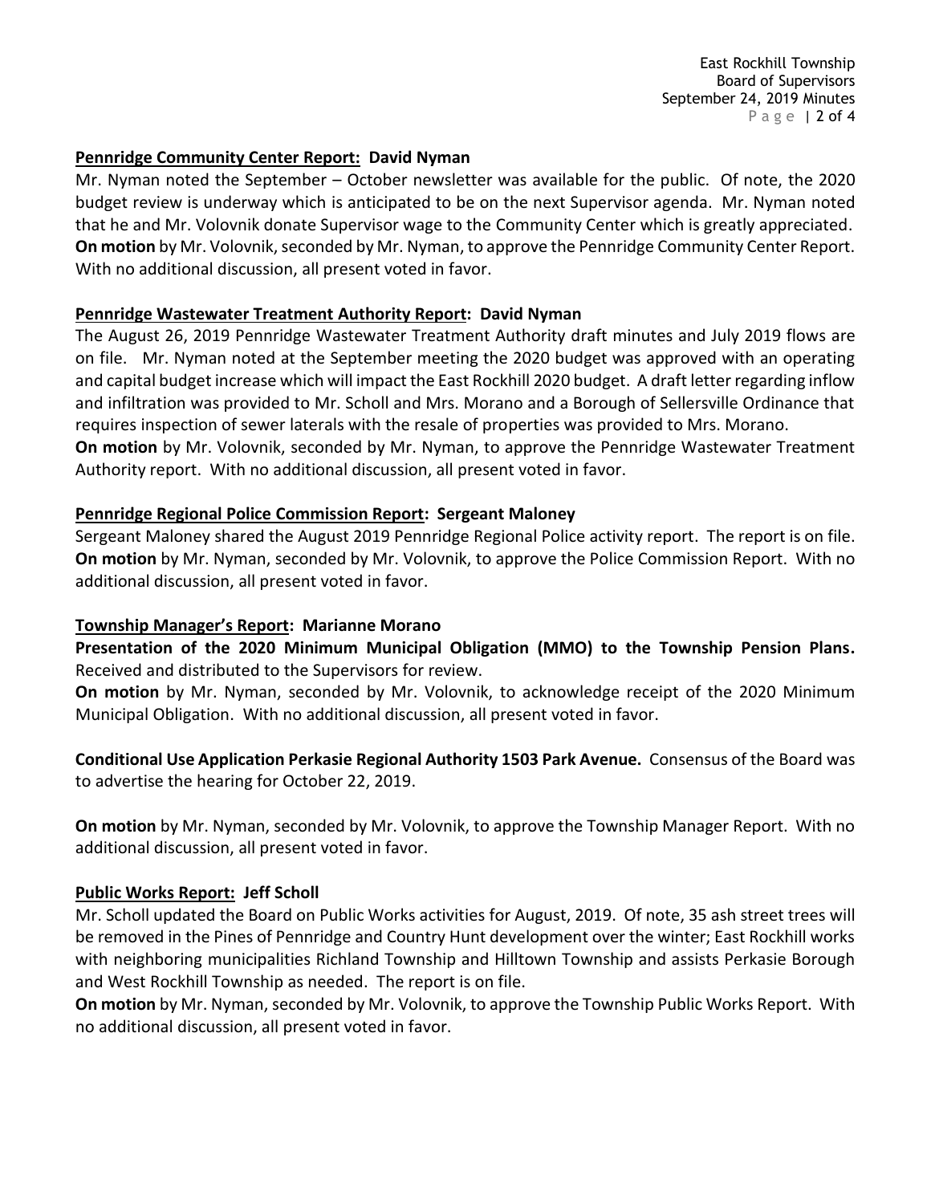**Pennridge Community Center Report: David Nyman**

Mr. Nyman noted the September – October newsletter was available for the public. Of note, the 2020 budget review is underway which is anticipated to be on the next Supervisor agenda. Mr. Nyman noted that he and Mr. Volovnik donate Supervisor wage to the Community Center which is greatly appreciated. **On motion** by Mr. Volovnik, seconded by Mr. Nyman, to approve the Pennridge Community Center Report. With no additional discussion, all present voted in favor.

**Pennridge Wastewater Treatment Authority Report: David Nyman**

The August 26, 2019 Pennridge Wastewater Treatment Authority draft minutes and July 2019 flows are on file. Mr. Nyman noted at the September meeting the 2020 budget was approved with an operating and capital budget increase which will impact the East Rockhill 2020 budget. A draft letter regarding inflow and infiltration was provided to Mr. Scholl and Mrs. Morano and a Borough of Sellersville Ordinance that requires inspection of sewer laterals with the resale of properties was provided to Mrs. Morano.

**On motion** by Mr. Volovnik, seconded by Mr. Nyman, to approve the Pennridge Wastewater Treatment Authority report. With no additional discussion, all present voted in favor.

**Pennridge Regional Police Commission Report: Sergeant Maloney**

Sergeant Maloney shared the August 2019 Pennridge Regional Police activity report. The report is on file. **On motion** by Mr. Nyman, seconded by Mr. Volovnik, to approve the Police Commission Report. With no additional discussion, all present voted in favor.

**Township Manager's Report: Marianne Morano**

**Presentation of the 2020 Minimum Municipal Obligation (MMO) to the Township Pension Plans.** Received and distributed to the Supervisors for review.

**On motion** by Mr. Nyman, seconded by Mr. Volovnik, to acknowledge receipt of the 2020 Minimum Municipal Obligation. With no additional discussion, all present voted in favor.

**Conditional Use Application Perkasie Regional Authority 1503 Park Avenue.** Consensus of the Board was to advertise the hearing for October 22, 2019.

**On motion** by Mr. Nyman, seconded by Mr. Volovnik, to approve the Township Manager Report. With no additional discussion, all present voted in favor.

**Public Works Report: Jeff Scholl**

Mr. Scholl updated the Board on Public Works activities for August, 2019. Of note, 35 ash street trees will be removed in the Pines of Pennridge and Country Hunt development over the winter; East Rockhill works with neighboring municipalities Richland Township and Hilltown Township and assists Perkasie Borough and West Rockhill Township as needed. The report is on file.

**On motion** by Mr. Nyman, seconded by Mr. Volovnik, to approve the Township Public Works Report. With no additional discussion, all present voted in favor.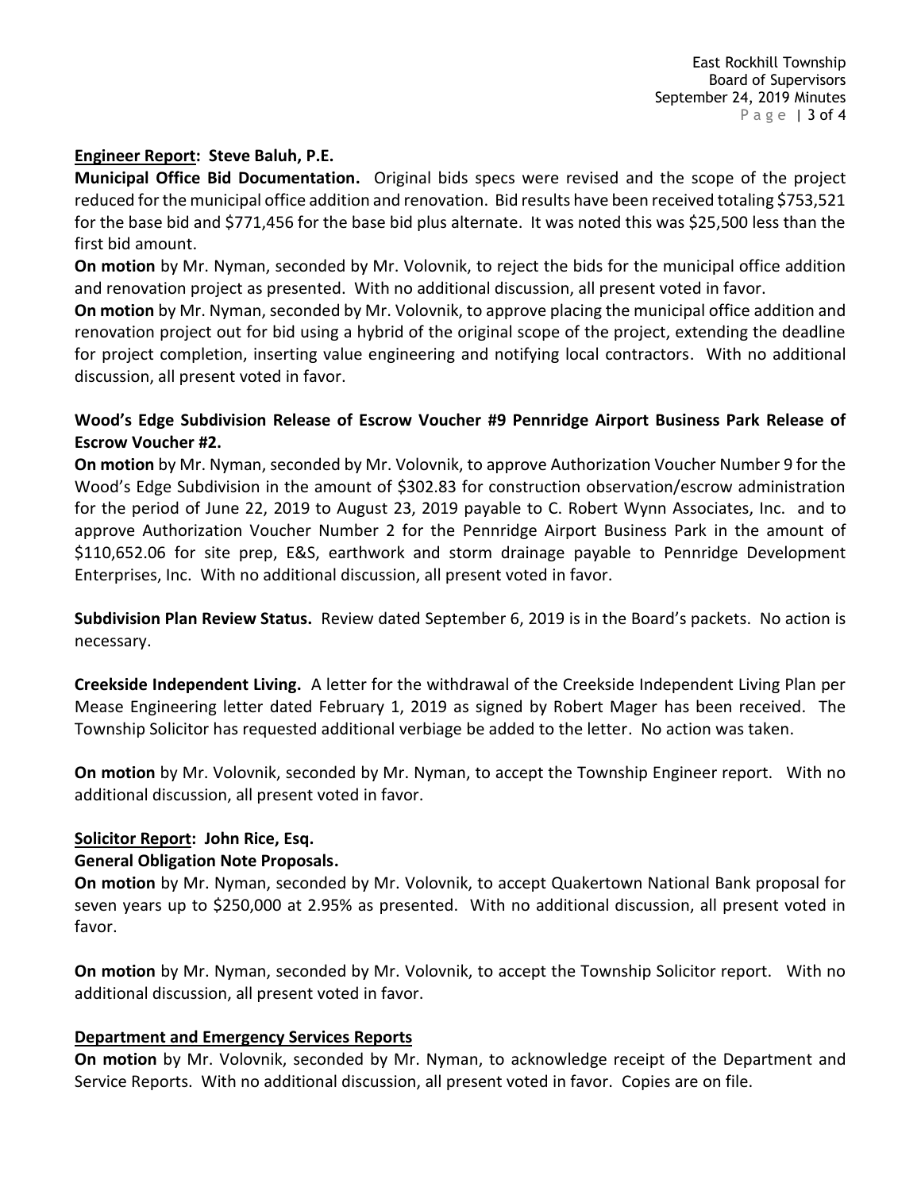**Engineer Report: Steve Baluh, P.E.**

**Municipal Office Bid Documentation.** Original bids specs were revised and the scope of the project reduced for the municipal office addition and renovation. Bid results have been received totaling $753,521 for the base bid and $771,456 for the base bid plus alternate. It was noted this was $25,500 less than the first bid amount.

**On motion** by Mr. Nyman, seconded by Mr. Volovnik, to reject the bids for the municipal office addition and renovation project as presented. With no additional discussion, all present voted in favor.

**On motion** by Mr. Nyman, seconded by Mr. Volovnik, to approve placing the municipal office addition and renovation project out for bid using a hybrid of the original scope of the project, extending the deadline for project completion, inserting value engineering and notifying local contractors. With no additional discussion, all present voted in favor.

**Wood's Edge Subdivision Release of Escrow Voucher #9 Pennridge Airport Business Park Release of Escrow Voucher #2.**

**On motion** by Mr. Nyman, seconded by Mr. Volovnik, to approve Authorization Voucher Number 9 for the Wood's Edge Subdivision in the amount of $302.83 for construction observation/escrow administration for the period of June 22, 2019 to August 23, 2019 payable to C. Robert Wynn Associates, Inc. and to approve Authorization Voucher Number 2 for the Pennridge Airport Business Park in the amount of $110,652.06 for site prep, E&S, earthwork and storm drainage payable to Pennridge Development Enterprises, Inc. With no additional discussion, all present voted in favor.

**Subdivision Plan Review Status.** Review dated September 6, 2019 is in the Board's packets. No action is necessary.

**Creekside Independent Living.** A letter for the withdrawal of the Creekside Independent Living Plan per Mease Engineering letter dated February 1, 2019 as signed by Robert Mager has been received. The Township Solicitor has requested additional verbiage be added to the letter. No action was taken.

**On motion** by Mr. Volovnik, seconded by Mr. Nyman, to accept the Township Engineer report. With no additional discussion, all present voted in favor.

**Solicitor Report: John Rice, Esq.**

**General Obligation Note Proposals.**

**On motion** by Mr. Nyman, seconded by Mr. Volovnik, to accept Quakertown National Bank proposal for seven years up to $250,000 at 2.95% as presented. With no additional discussion, all present voted in favor.

**On motion** by Mr. Nyman, seconded by Mr. Volovnik, to accept the Township Solicitor report. With no additional discussion, all present voted in favor.

**Department and Emergency Services Reports**

**On motion** by Mr. Volovnik, seconded by Mr. Nyman, to acknowledge receipt of the Department and Service Reports. With no additional discussion, all present voted in favor. Copies are on file.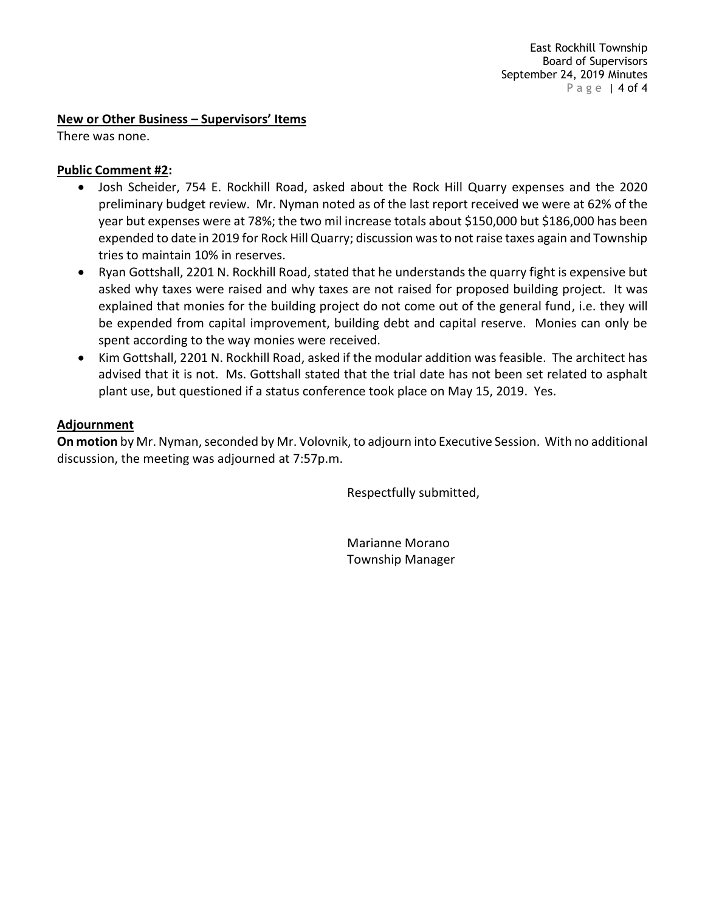**New or Other Business – Supervisors' Items**

There was none.

**Public Comment #2:**

- Josh Scheider, 754 E. Rockhill Road, asked about the Rock Hill Quarry expenses and the 2020 preliminary budget review. Mr. Nyman noted as of the last report received we were at 62% of the year but expenses were at 78%; the two mil increase totals about $150,000 but $186,000 has been expended to date in 2019 for Rock Hill Quarry; discussion was to not raise taxes again and Township tries to maintain 10% in reserves.
- Ryan Gottshall, 2201 N. Rockhill Road, stated that he understands the quarry fight is expensive but asked why taxes were raised and why taxes are not raised for proposed building project. It was explained that monies for the building project do not come out of the general fund, i.e. they will be expended from capital improvement, building debt and capital reserve. Monies can only be spent according to the way monies were received.
- Kim Gottshall, 2201 N. Rockhill Road, asked if the modular addition was feasible. The architect has advised that it is not. Ms. Gottshall stated that the trial date has not been set related to asphalt plant use, but questioned if a status conference took place on May 15, 2019. Yes.

**Adjournment**

**On motion** by Mr. Nyman, seconded by Mr. Volovnik, to adjourn into Executive Session. With no additional discussion, the meeting was adjourned at 7:57p.m.

Respectfully submitted,

Marianne Morano
Township Manager